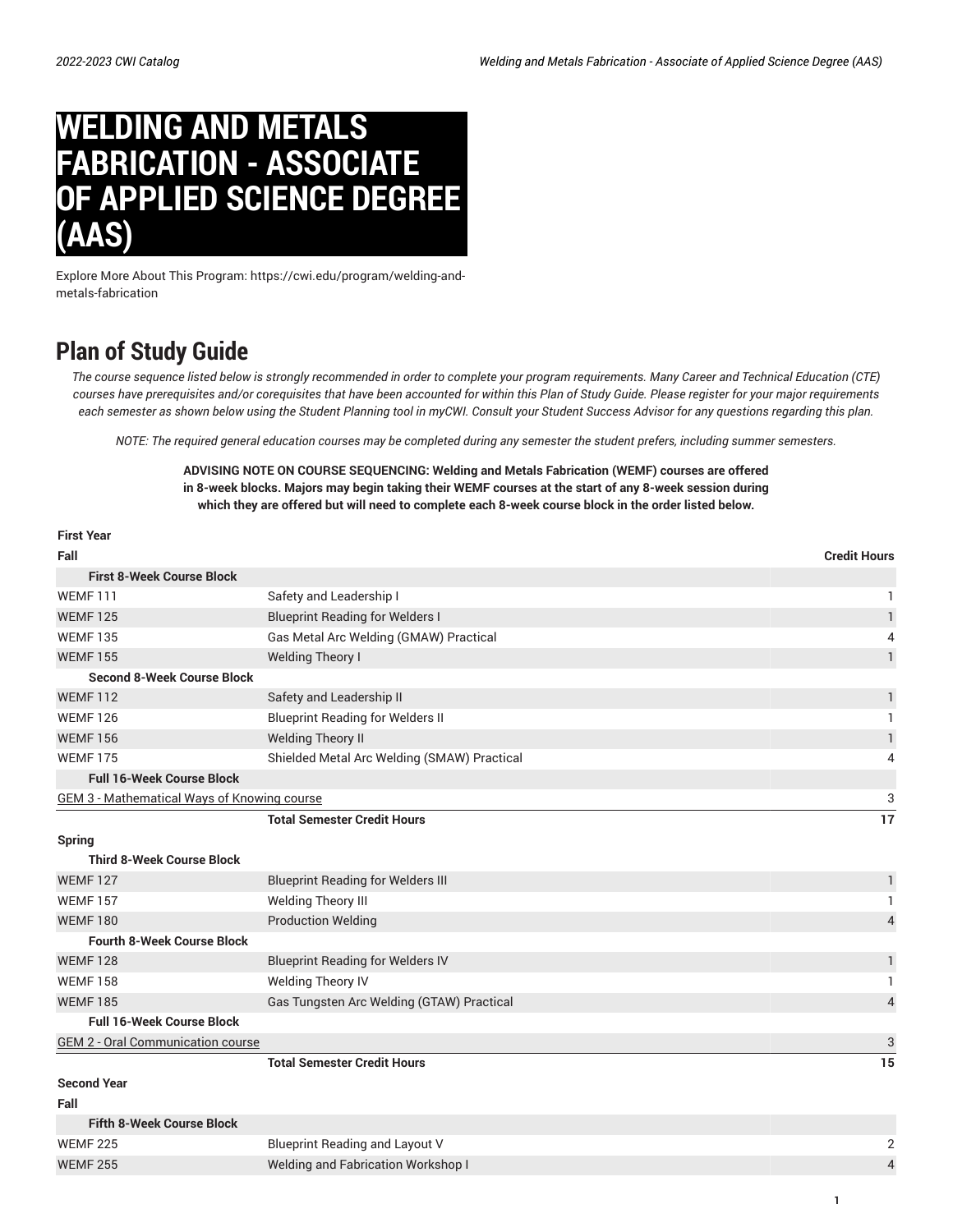# WELDING AND METALS FABRICATION - ASSOCIATE OF APPLIED SCIENCE DEGREE (AAS)

Explore More About This Program: https://cwi.edu/program/welding-and-metals-fabrication

## Plan of Study Guide

*The course sequence listed below is strongly recommended in order to complete your program requirements. Many Career and Technical Education (CTE) courses have prerequisites and/or corequisites that have been accounted for within this Plan of Study Guide. Please register for your major requirements each semester as shown below using the Student Planning tool in myCWI. Consult your Student Success Advisor for any questions regarding this plan.*

*NOTE: The required general education courses may be completed during any semester the student prefers, including summer semesters.*

**ADVISING NOTE ON COURSE SEQUENCING: Welding and Metals Fabrication (WEMF) courses are offered in 8-week blocks. Majors may begin taking their WEMF courses at the start of any 8-week session during which they are offered but will need to complete each 8-week course block in the order listed below.**

| First Year | | |
|---|---|---|
| **Fall** | | **Credit Hours** |
| **First 8-Week Course Block** | | |
| WEMF 111 | Safety and Leadership I | 1 |
| WEMF 125 | Blueprint Reading for Welders I | 1 |
| WEMF 135 | Gas Metal Arc Welding (GMAW) Practical | 4 |
| WEMF 155 | Welding Theory I | 1 |
| **Second 8-Week Course Block** | | |
| WEMF 112 | Safety and Leadership II | 1 |
| WEMF 126 | Blueprint Reading for Welders II | 1 |
| WEMF 156 | Welding Theory II | 1 |
| WEMF 175 | Shielded Metal Arc Welding (SMAW) Practical | 4 |
| **Full 16-Week Course Block** | | |
| GEM 3 - Mathematical Ways of Knowing course | | 3 |
| | **Total Semester Credit Hours** | **17** |
| **Spring** | | |
| **Third 8-Week Course Block** | | |
| WEMF 127 | Blueprint Reading for Welders III | 1 |
| WEMF 157 | Welding Theory III | 1 |
| WEMF 180 | Production Welding | 4 |
| **Fourth 8-Week Course Block** | | |
| WEMF 128 | Blueprint Reading for Welders IV | 1 |
| WEMF 158 | Welding Theory IV | 1 |
| WEMF 185 | Gas Tungsten Arc Welding (GTAW) Practical | 4 |
| **Full 16-Week Course Block** | | |
| GEM 2 - Oral Communication course | | 3 |
| | **Total Semester Credit Hours** | **15** |
| **Second Year** | | |
| **Fall** | | |
| **Fifth 8-Week Course Block** | | |
| WEMF 225 | Blueprint Reading and Layout V | 2 |
| WEMF 255 | Welding and Fabrication Workshop I | 4 |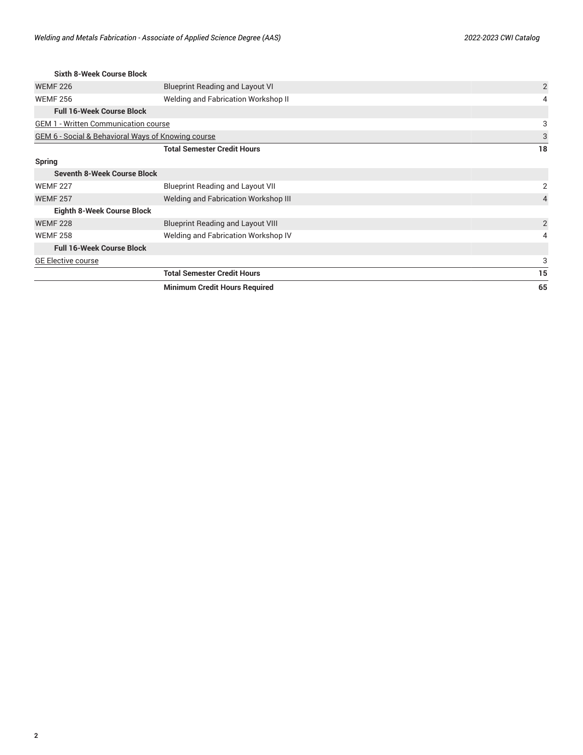| | | |
|---|---|---|
| **Sixth 8-Week Course Block** | | |
| WEMF 226 | Blueprint Reading and Layout VI | 2 |
| WEMF 256 | Welding and Fabrication Workshop II | 4 |
| **Full 16-Week Course Block** | | |
| GEM 1 - Written Communication course | | 3 |
| GEM 6 - Social & Behavioral Ways of Knowing course | | 3 |
| | **Total Semester Credit Hours** | **18** |
| **Spring** | | |
| **Seventh 8-Week Course Block** | | |
| WEMF 227 | Blueprint Reading and Layout VII | 2 |
| WEMF 257 | Welding and Fabrication Workshop III | 4 |
| **Eighth 8-Week Course Block** | | |
| WEMF 228 | Blueprint Reading and Layout VIII | 2 |
| WEMF 258 | Welding and Fabrication Workshop IV | 4 |
| **Full 16-Week Course Block** | | |
| GE Elective course | | 3 |
| | **Total Semester Credit Hours** | **15** |
| | **Minimum Credit Hours Required** | **65** |